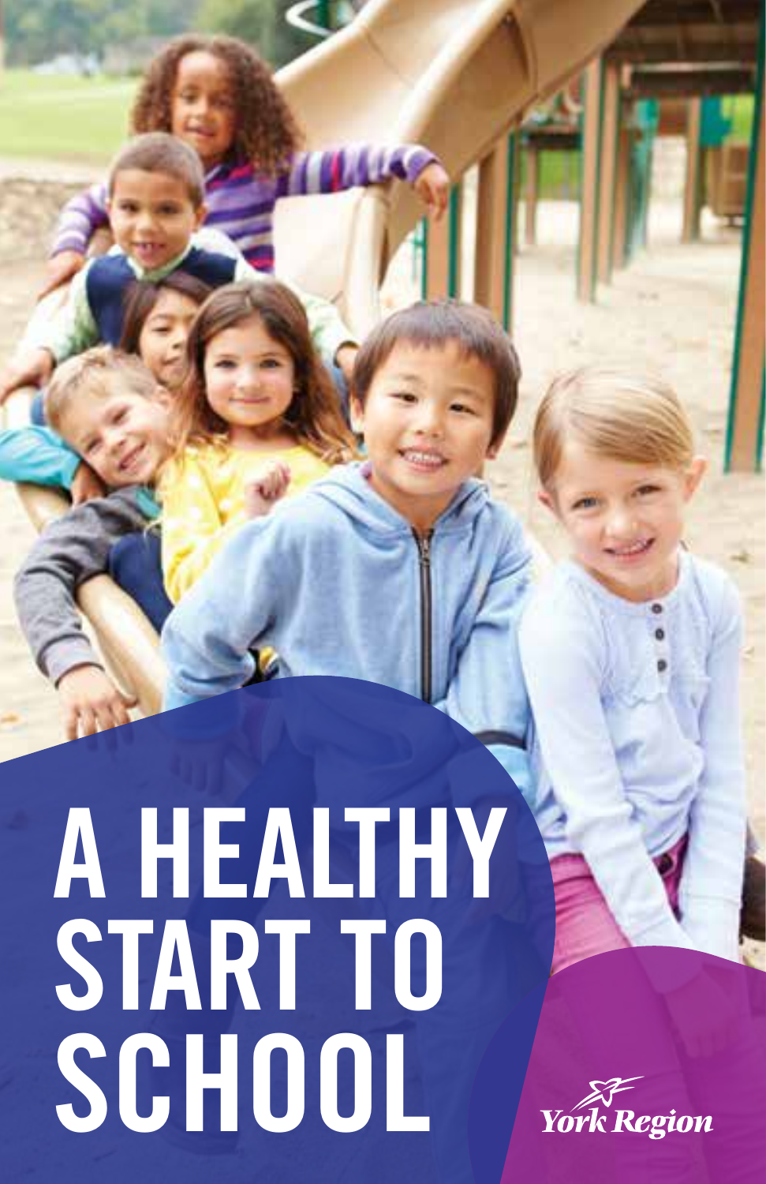# A HEALTHY START TO SCHOOL

York Region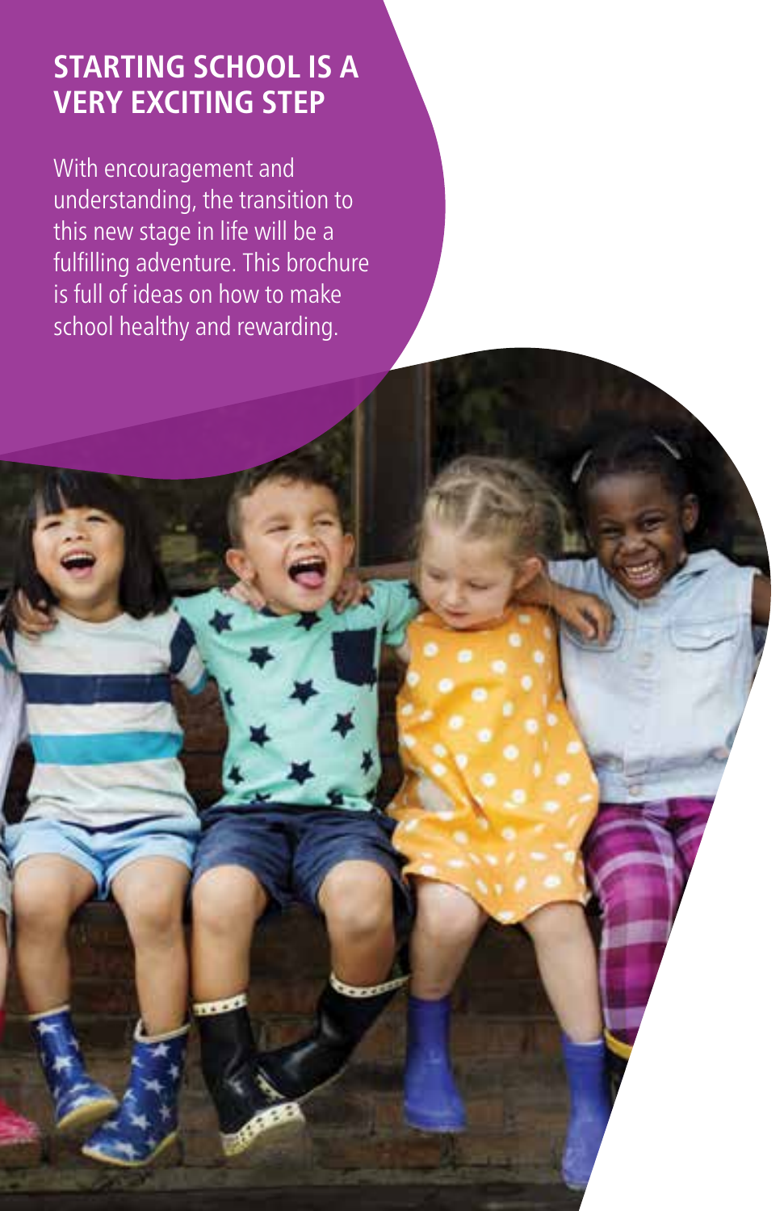## STARTING SCHOOL IS A VERY EXCITING STEP

With encouragement and understanding, the transition to this new stage in life will be a fulfilling adventure. This brochure is full of ideas on how to make school healthy and rewarding.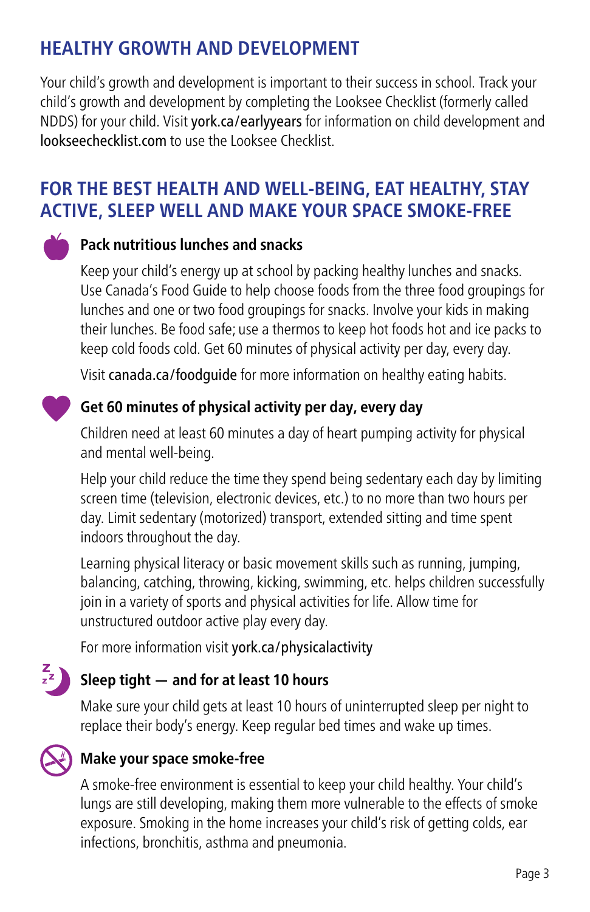## HEALTHY GROWTH AND DEVELOPMENT

Your child's growth and development is important to their success in school. Track your child's growth and development by completing the Looksee Checklist (formerly called NDDS) for your child. Visit york.ca/earlyyears for information on child development and lookseechecklist.com to use the Looksee Checklist.

## FOR THE BEST HEALTH AND WELL-BEING, EAT HEALTHY, STAY ACTIVE, SLEEP WELL AND MAKE YOUR SPACE SMOKE-FREE

### Pack nutritious lunches and snacks

Keep your child's energy up at school by packing healthy lunches and snacks. Use Canada's Food Guide to help choose foods from the three food groupings for lunches and one or two food groupings for snacks. Involve your kids in making their lunches. Be food safe; use a thermos to keep hot foods hot and ice packs to keep cold foods cold. Get 60 minutes of physical activity per day, every day.

Visit canada.ca/foodguide for more information on healthy eating habits.

### Get 60 minutes of physical activity per day, every day

Children need at least 60 minutes a day of heart pumping activity for physical and mental well-being.

Help your child reduce the time they spend being sedentary each day by limiting screen time (television, electronic devices, etc.) to no more than two hours per day. Limit sedentary (motorized) transport, extended sitting and time spent indoors throughout the day.

Learning physical literacy or basic movement skills such as running, jumping, balancing, catching, throwing, kicking, swimming, etc. helps children successfully join in a variety of sports and physical activities for life. Allow time for unstructured outdoor active play every day.

For more information visit york.ca/physicalactivity

### Sleep tight — and for at least 10 hours

Make sure your child gets at least 10 hours of uninterrupted sleep per night to replace their body's energy. Keep regular bed times and wake up times.

### Make your space smoke-free

A smoke-free environment is essential to keep your child healthy. Your child's lungs are still developing, making them more vulnerable to the effects of smoke exposure. Smoking in the home increases your child's risk of getting colds, ear infections, bronchitis, asthma and pneumonia.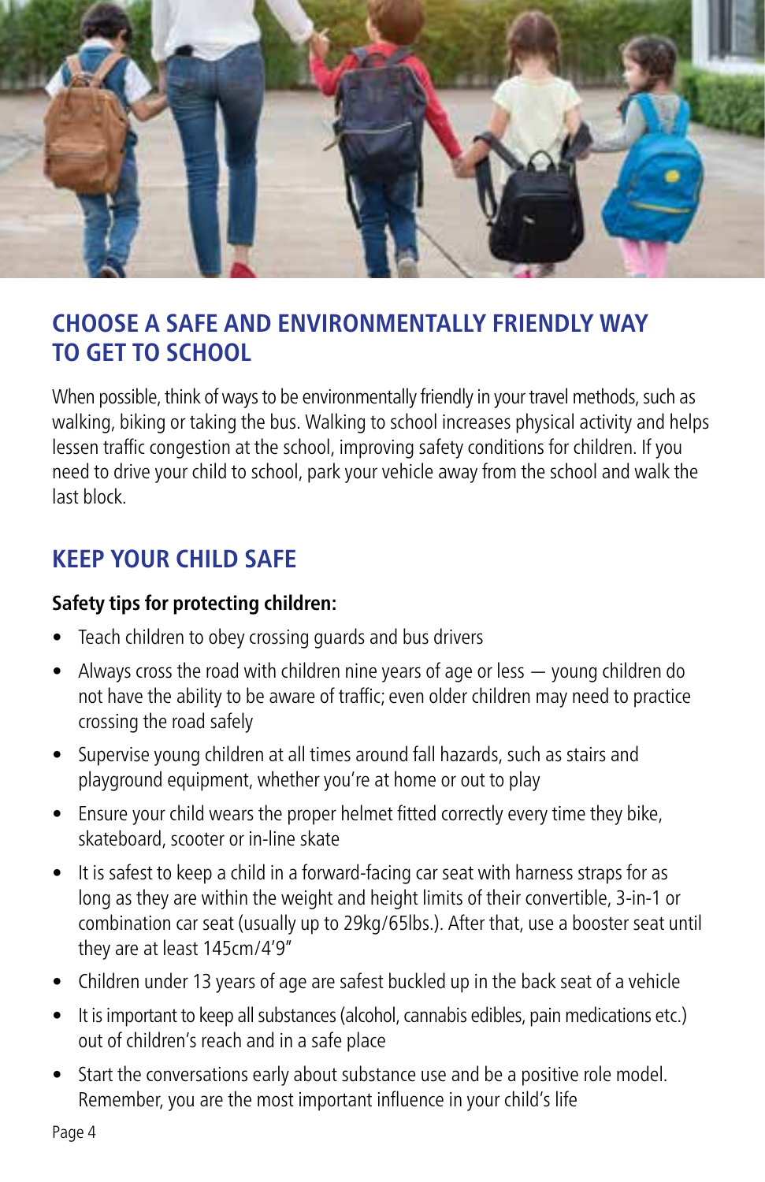## CHOOSE A SAFE AND ENVIRONMENTALLY FRIENDLY WAY TO GET TO SCHOOL

When possible, think of ways to be environmentally friendly in your travel methods, such as walking, biking or taking the bus. Walking to school increases physical activity and helps lessen traffic congestion at the school, improving safety conditions for children. If you need to drive your child to school, park your vehicle away from the school and walk the last block.

## KEEP YOUR CHILD SAFE

**Safety tips for protecting children:**

- Teach children to obey crossing guards and bus drivers
- Always cross the road with children nine years of age or less — young children do not have the ability to be aware of traffic; even older children may need to practice crossing the road safely
- Supervise young children at all times around fall hazards, such as stairs and playground equipment, whether you're at home or out to play
- Ensure your child wears the proper helmet fitted correctly every time they bike, skateboard, scooter or in-line skate
- It is safest to keep a child in a forward-facing car seat with harness straps for as long as they are within the weight and height limits of their convertible, 3-in-1 or combination car seat (usually up to 29kg/65lbs.). After that, use a booster seat until they are at least 145cm/4'9"
- Children under 13 years of age are safest buckled up in the back seat of a vehicle
- It is important to keep all substances (alcohol, cannabis edibles, pain medications etc.) out of children's reach and in a safe place
- Start the conversations early about substance use and be a positive role model. Remember, you are the most important influence in your child's life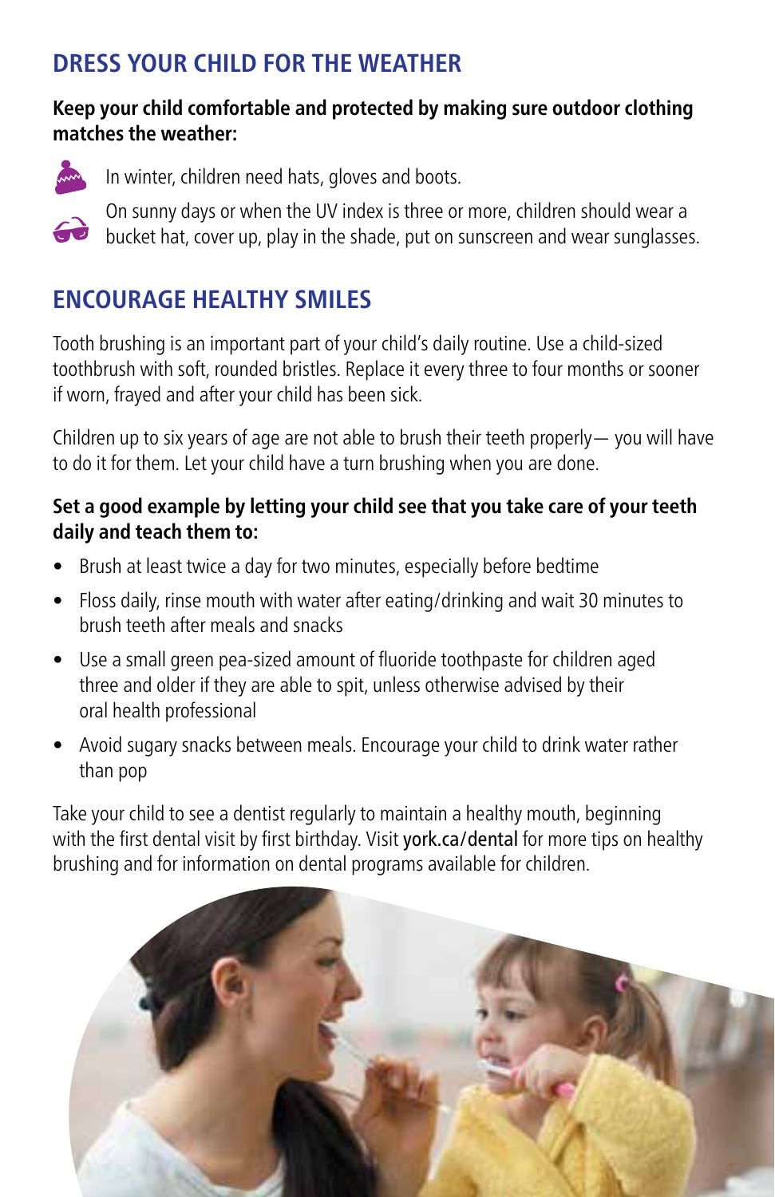## DRESS YOUR CHILD FOR THE WEATHER

**Keep your child comfortable and protected by making sure outdoor clothing matches the weather:**

- In winter, children need hats, gloves and boots.
- On sunny days or when the UV index is three or more, children should wear a bucket hat, cover up, play in the shade, put on sunscreen and wear sunglasses.

## ENCOURAGE HEALTHY SMILES

Tooth brushing is an important part of your child's daily routine. Use a child-sized toothbrush with soft, rounded bristles. Replace it every three to four months or sooner if worn, frayed and after your child has been sick.

Children up to six years of age are not able to brush their teeth properly— you will have to do it for them. Let your child have a turn brushing when you are done.

**Set a good example by letting your child see that you take care of your teeth daily and teach them to:**

- Brush at least twice a day for two minutes, especially before bedtime
- Floss daily, rinse mouth with water after eating/drinking and wait 30 minutes to brush teeth after meals and snacks
- Use a small green pea-sized amount of fluoride toothpaste for children aged three and older if they are able to spit, unless otherwise advised by their oral health professional
- Avoid sugary snacks between meals. Encourage your child to drink water rather than pop

Take your child to see a dentist regularly to maintain a healthy mouth, beginning with the first dental visit by first birthday. Visit york.ca/dental for more tips on healthy brushing and for information on dental programs available for children.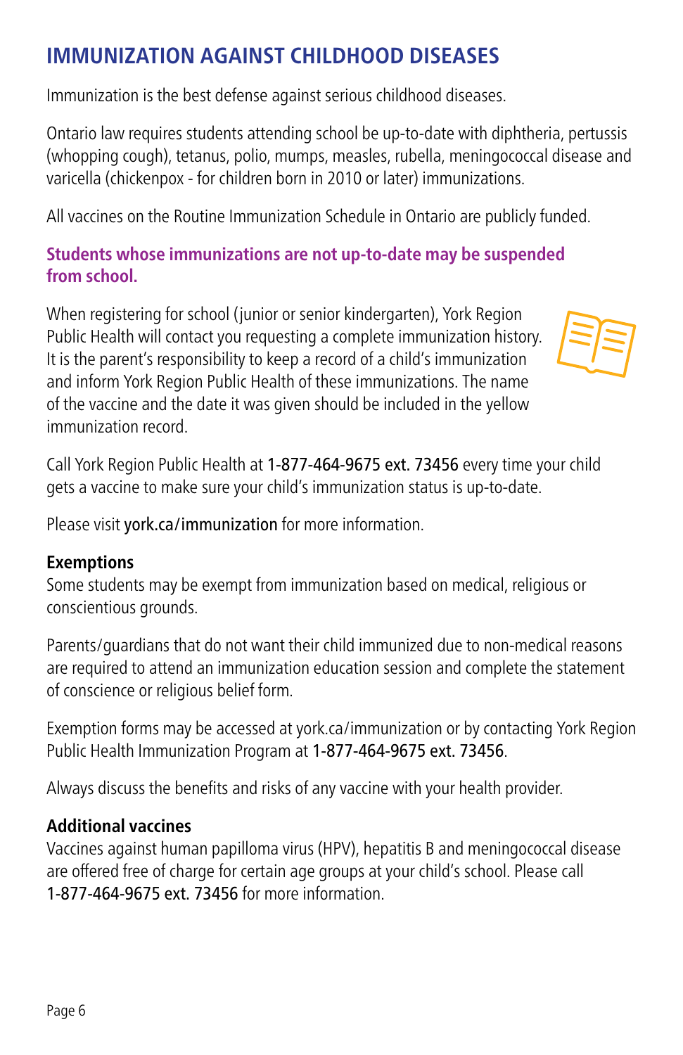# IMMUNIZATION AGAINST CHILDHOOD DISEASES

Immunization is the best defense against serious childhood diseases.

Ontario law requires students attending school be up-to-date with diphtheria, pertussis (whooping cough), tetanus, polio, mumps, measles, rubella, meningococcal disease and varicella (chickenpox - for children born in 2010 or later) immunizations.

All vaccines on the Routine Immunization Schedule in Ontario are publicly funded.

**Students whose immunizations are not up-to-date may be suspended from school.**

When registering for school (junior or senior kindergarten), York Region Public Health will contact you requesting a complete immunization history. It is the parent's responsibility to keep a record of a child's immunization and inform York Region Public Health of these immunizations. The name of the vaccine and the date it was given should be included in the yellow immunization record.

Call York Region Public Health at 1-877-464-9675 ext. 73456 every time your child gets a vaccine to make sure your child's immunization status is up-to-date.

Please visit york.ca/immunization for more information.

**Exemptions**

Some students may be exempt from immunization based on medical, religious or conscientious grounds.

Parents/guardians that do not want their child immunized due to non-medical reasons are required to attend an immunization education session and complete the statement of conscience or religious belief form.

Exemption forms may be accessed at york.ca/immunization or by contacting York Region Public Health Immunization Program at 1-877-464-9675 ext. 73456.

Always discuss the benefits and risks of any vaccine with your health provider.

**Additional vaccines**

Vaccines against human papilloma virus (HPV), hepatitis B and meningococcal disease are offered free of charge for certain age groups at your child's school. Please call 1-877-464-9675 ext. 73456 for more information.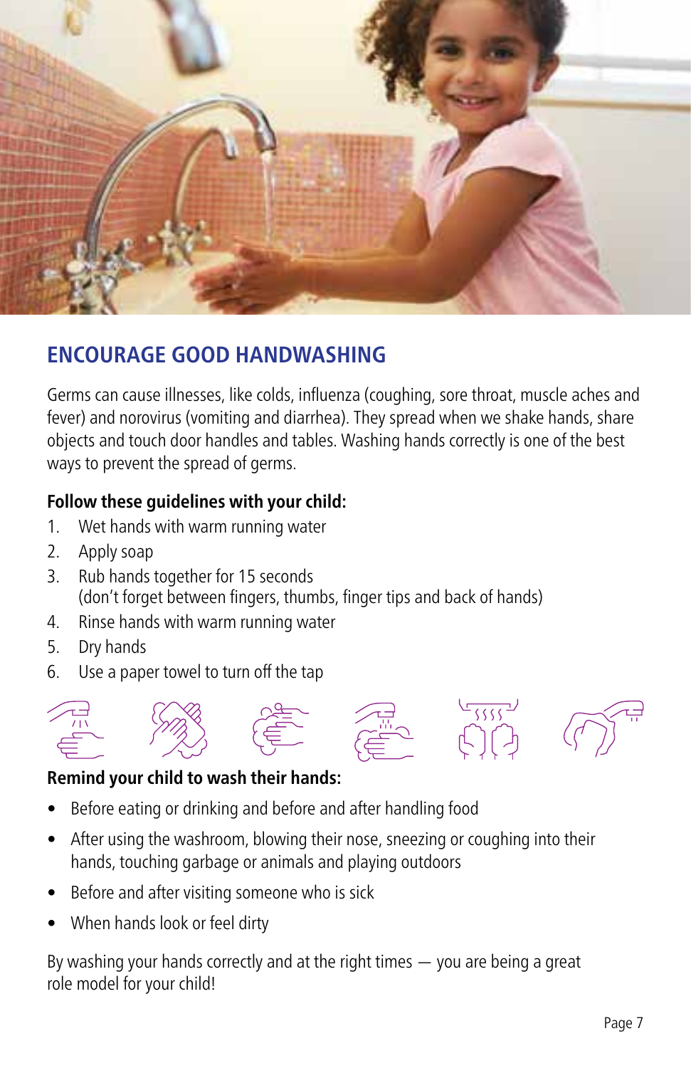## ENCOURAGE GOOD HANDWASHING

Germs can cause illnesses, like colds, influenza (coughing, sore throat, muscle aches and fever) and norovirus (vomiting and diarrhea). They spread when we shake hands, share objects and touch door handles and tables. Washing hands correctly is one of the best ways to prevent the spread of germs.

**Follow these guidelines with your child:**

1. Wet hands with warm running water
2. Apply soap
3. Rub hands together for 15 seconds
   (don't forget between fingers, thumbs, finger tips and back of hands)
4. Rinse hands with warm running water
5. Dry hands
6. Use a paper towel to turn off the tap

**Remind your child to wash their hands:**

- Before eating or drinking and before and after handling food
- After using the washroom, blowing their nose, sneezing or coughing into their hands, touching garbage or animals and playing outdoors
- Before and after visiting someone who is sick
- When hands look or feel dirty

By washing your hands correctly and at the right times — you are being a great role model for your child!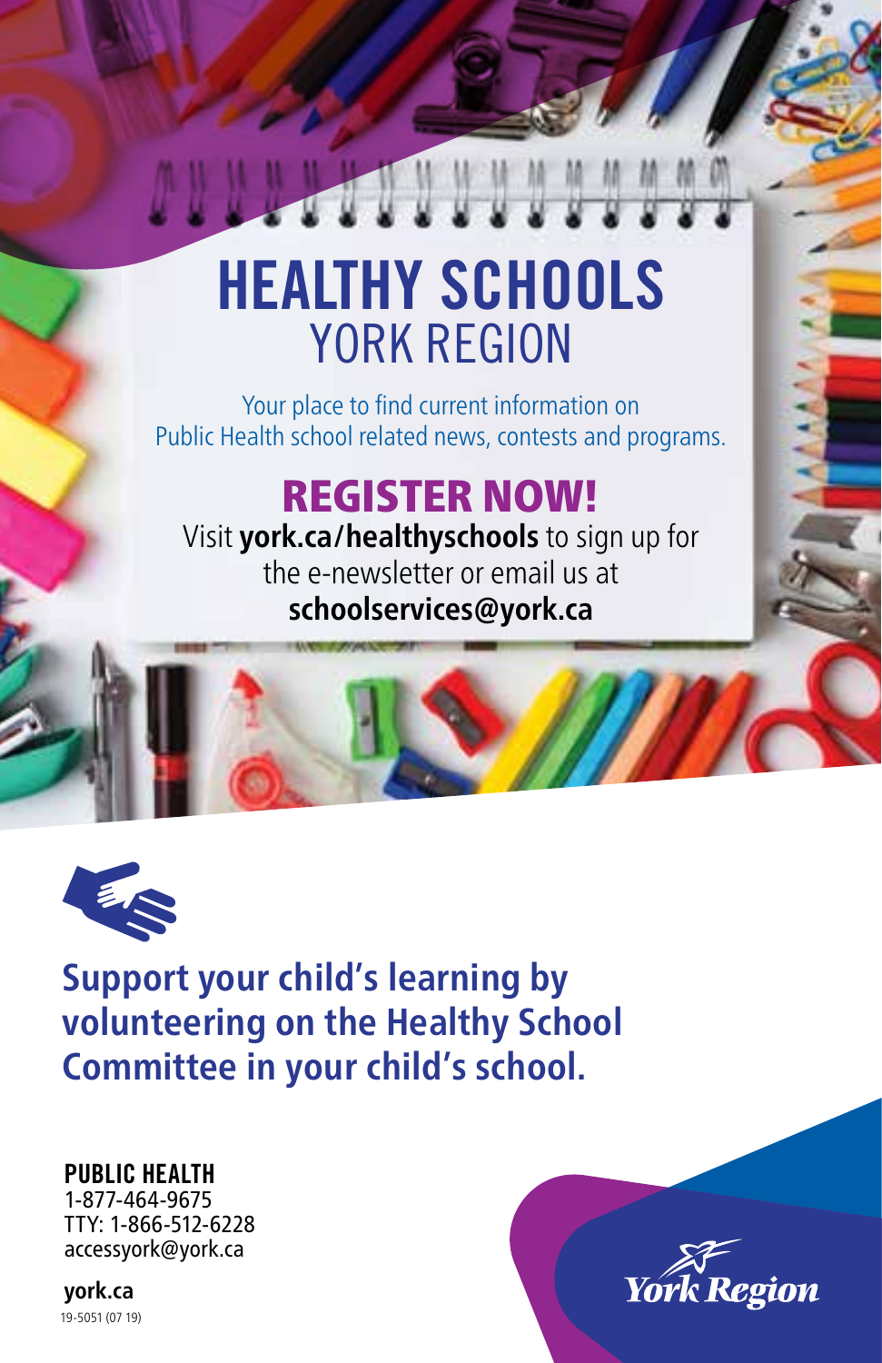# HEALTHY SCHOOLS
## YORK REGION

Your place to find current information on Public Health school related news, contests and programs.

## REGISTER NOW!

Visit **york.ca/healthyschools** to sign up for the e-newsletter or email us at **schoolservices@york.ca**

**Support your child's learning by volunteering on the Healthy School Committee in your child's school.**

**PUBLIC HEALTH**
1-877-464-9675
TTY: 1-866-512-6228
accessyork@york.ca

**york.ca**

19-5051 (07 19)

York Region